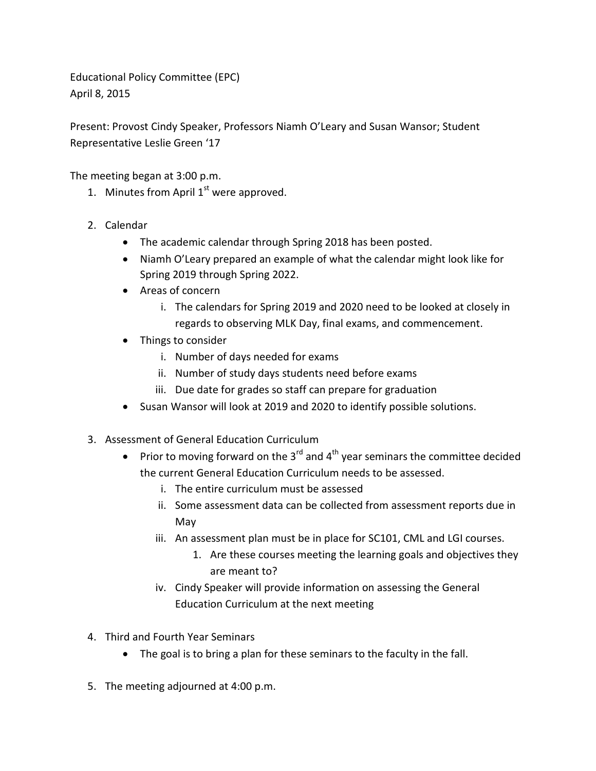Educational Policy Committee (EPC)
April 8, 2015

Present: Provost Cindy Speaker, Professors Niamh O'Leary and Susan Wansor; Student Representative Leslie Green '17

The meeting began at 3:00 p.m.

1. Minutes from April 1st were approved.

2. Calendar
   - The academic calendar through Spring 2018 has been posted.
   - Niamh O'Leary prepared an example of what the calendar might look like for Spring 2019 through Spring 2022.
   - Areas of concern
     i. The calendars for Spring 2019 and 2020 need to be looked at closely in regards to observing MLK Day, final exams, and commencement.
   - Things to consider
     i. Number of days needed for exams
     ii. Number of study days students need before exams
     iii. Due date for grades so staff can prepare for graduation
   - Susan Wansor will look at 2019 and 2020 to identify possible solutions.

3. Assessment of General Education Curriculum
   - Prior to moving forward on the 3rd and 4th year seminars the committee decided the current General Education Curriculum needs to be assessed.
     i. The entire curriculum must be assessed
     ii. Some assessment data can be collected from assessment reports due in May
     iii. An assessment plan must be in place for SC101, CML and LGI courses.
        1. Are these courses meeting the learning goals and objectives they are meant to?
     iv. Cindy Speaker will provide information on assessing the General Education Curriculum at the next meeting

4. Third and Fourth Year Seminars
   - The goal is to bring a plan for these seminars to the faculty in the fall.

5. The meeting adjourned at 4:00 p.m.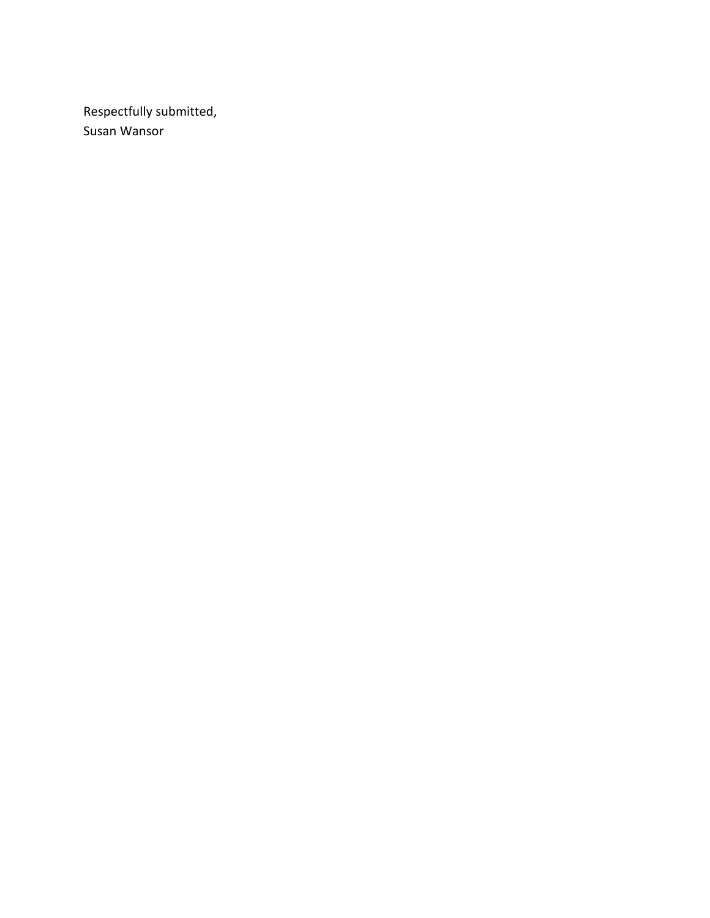Respectfully submitted,
Susan Wansor